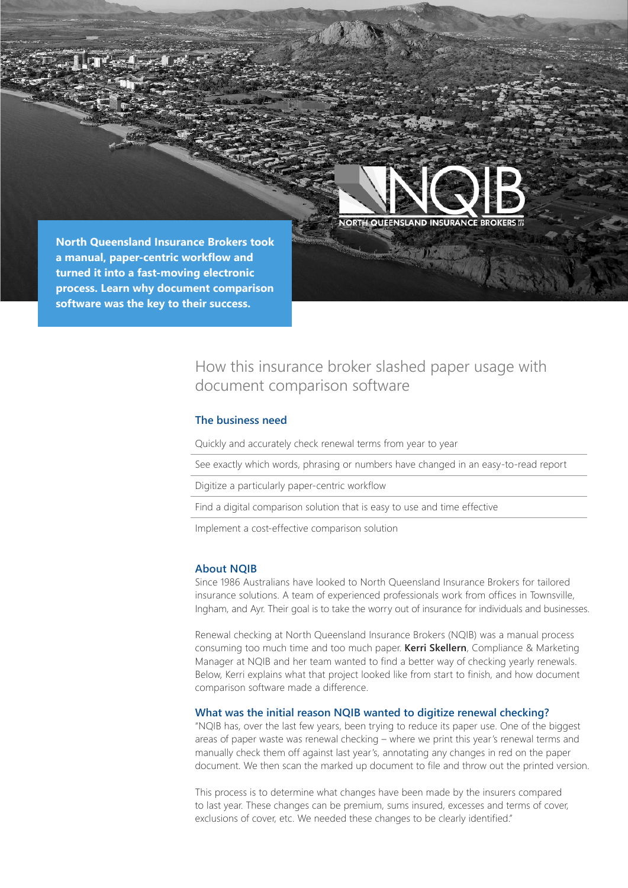NORTH QUEENSLAND INSURANCE BROKERS

**North Queensland Insurance Brokers took a manual, paper-centric workflow and turned it into a fast-moving electronic process. Learn why document comparison software was the key to their success.**

# How this insurance broker slashed paper usage with document comparison software

## The business need

- Quickly and accurately check renewal terms from year to year
- See exactly which words, phrasing or numbers have changed in an easy-to-read report
- Digitize a particularly paper-centric workflow
- Find a digital comparison solution that is easy to use and time effective
- Implement a cost-effective comparison solution

## About NQIB

Since 1986 Australians have looked to North Queensland Insurance Brokers for tailored insurance solutions. A team of experienced professionals work from offices in Townsville, Ingham, and Ayr. Their goal is to take the worry out of insurance for individuals and businesses.

Renewal checking at North Queensland Insurance Brokers (NQIB) was a manual process consuming too much time and too much paper. **Kerri Skellern**, Compliance & Marketing Manager at NQIB and her team wanted to find a better way of checking yearly renewals. Below, Kerri explains what that project looked like from start to finish, and how document comparison software made a difference.

## What was the initial reason NQIB wanted to digitize renewal checking?

"NQIB has, over the last few years, been trying to reduce its paper use. One of the biggest areas of paper waste was renewal checking – where we print this year's renewal terms and manually check them off against last year's, annotating any changes in red on the paper document. We then scan the marked up document to file and throw out the printed version.

This process is to determine what changes have been made by the insurers compared to last year. These changes can be premium, sums insured, excesses and terms of cover, exclusions of cover, etc. We needed these changes to be clearly identified."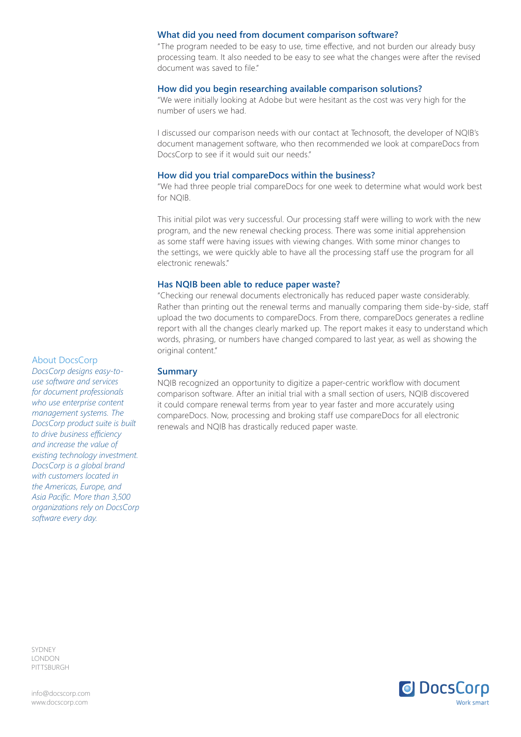### What did you need from document comparison software?

"The program needed to be easy to use, time effective, and not burden our already busy processing team. It also needed to be easy to see what the changes were after the revised document was saved to file."

### How did you begin researching available comparison solutions?

"We were initially looking at Adobe but were hesitant as the cost was very high for the number of users we had.

I discussed our comparison needs with our contact at Technosoft, the developer of NQIB's document management software, who then recommended we look at compareDocs from DocsCorp to see if it would suit our needs."

### How did you trial compareDocs within the business?

"We had three people trial compareDocs for one week to determine what would work best for NQIB.

This initial pilot was very successful. Our processing staff were willing to work with the new program, and the new renewal checking process. There was some initial apprehension as some staff were having issues with viewing changes. With some minor changes to the settings, we were quickly able to have all the processing staff use the program for all electronic renewals."

### Has NQIB been able to reduce paper waste?

"Checking our renewal documents electronically has reduced paper waste considerably. Rather than printing out the renewal terms and manually comparing them side-by-side, staff upload the two documents to compareDocs. From there, compareDocs generates a redline report with all the changes clearly marked up. The report makes it easy to understand which words, phrasing, or numbers have changed compared to last year, as well as showing the original content."

### Summary

NQIB recognized an opportunity to digitize a paper-centric workflow with document comparison software. After an initial trial with a small section of users, NQIB discovered it could compare renewal terms from year to year faster and more accurately using compareDocs. Now, processing and broking staff use compareDocs for all electronic renewals and NQIB has drastically reduced paper waste.

### About DocsCorp

*DocsCorp designs easy-to-use software and services for document professionals who use enterprise content management systems. The DocsCorp product suite is built to drive business efficiency and increase the value of existing technology investment. DocsCorp is a global brand with customers located in the Americas, Europe, and Asia Pacific. More than 3,500 organizations rely on DocsCorp software every day.*

SYDNEY
LONDON
PITTSBURGH

info@docscorp.com
www.docscorp.com

DocsCorp
Work smart